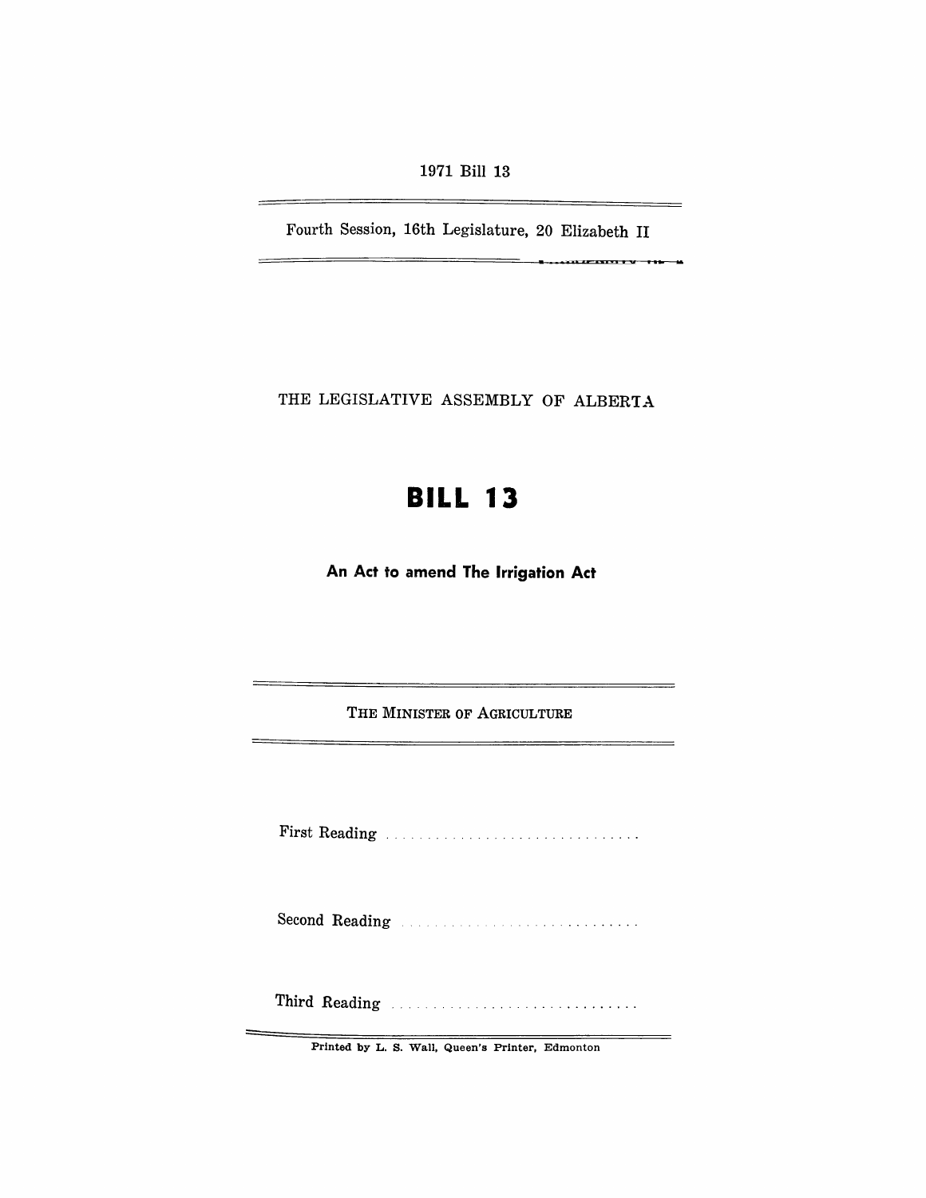1971 Bill 13

Fourth Session, 16th Legislature, 20 Elizabeth II

THE LEGISLATIVE ASSEMBLY OF ALBERTA

# BILL 13

## An Act to amend The Irrigation Act

THE MINISTER OF AGRICULTURE

First Reading . . . . . . . . . . . . . . . . . . . . . . . . . . . . . . .

Second Reading . . . . . . . . . . . . . . . . . . . . . . . . . . . . .

Third Reading . . . . . . . . . . . . . . . . . . . . . . . . . . . . . . .

Printed by L. S. Wall, Queen's Printer, Edmonton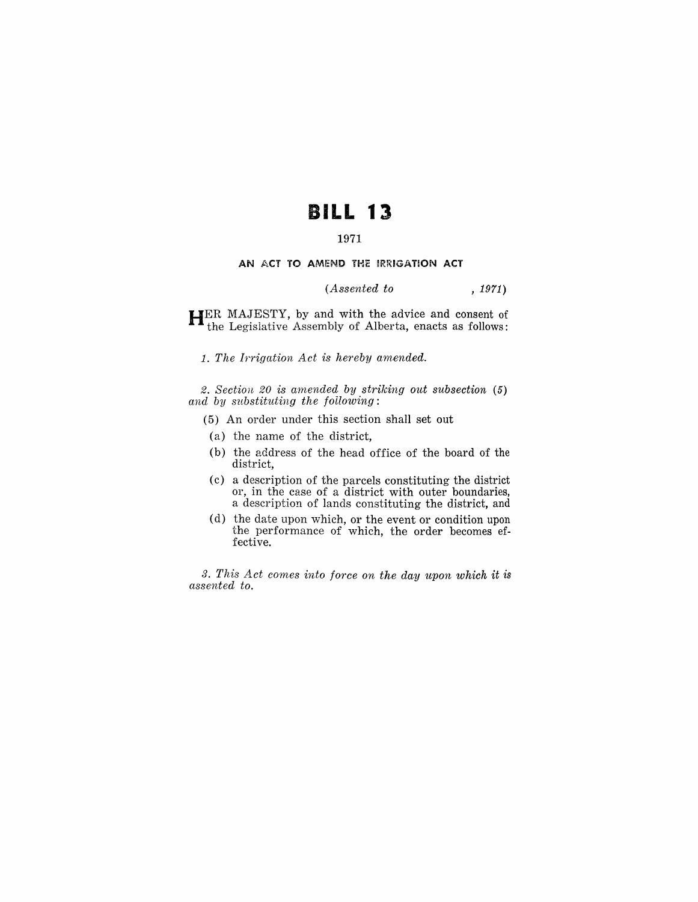# BILL 13

1971

## AN ACT TO AMEND THE IRRIGATION ACT

*(Assented to , 1971)*

HER MAJESTY, by and with the advice and consent of the Legislative Assembly of Alberta, enacts as follows:

*1. The Irrigation Act is hereby amended.*

*2. Section 20 is amended by striking out subsection (5) and by substituting the following:*

(5) An order under this section shall set out

(a) the name of the district,

(b) the address of the head office of the board of the district,

(c) a description of the parcels constituting the district or, in the case of a district with outer boundaries, a description of lands constituting the district, and

(d) the date upon which, or the event or condition upon the performance of which, the order becomes effective.

*3. This Act comes into force on the day upon which it is assented to.*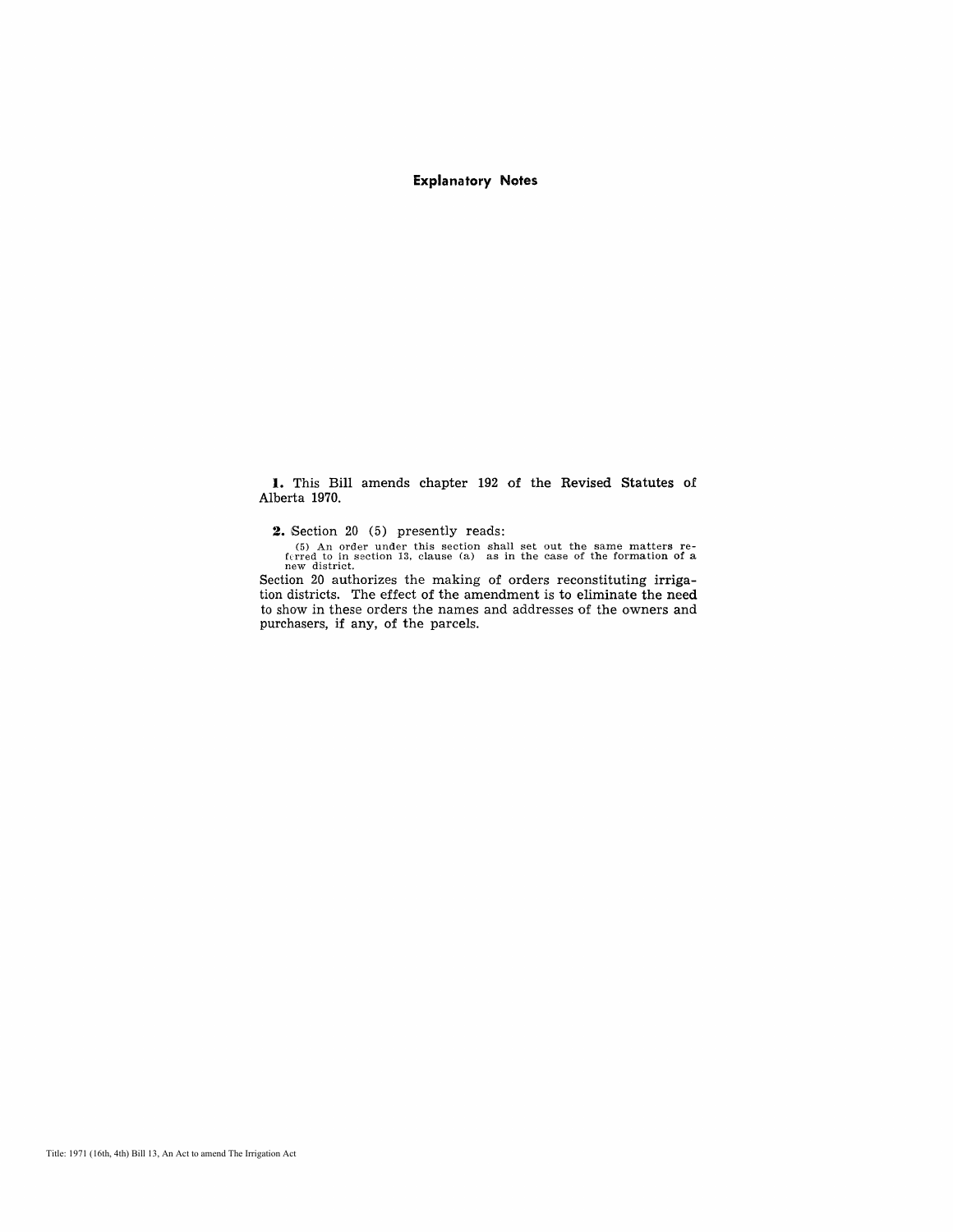## Explanatory Notes

**1.** This Bill amends chapter 192 of the Revised Statutes of Alberta 1970.

**2.** Section 20 (5) presently reads:

> (5) An order under this section shall set out the same matters referred to in section 13, clause (a) as in the case of the formation of a new district.

Section 20 authorizes the making of orders reconstituting irrigation districts. The effect of the amendment is to eliminate the need to show in these orders the names and addresses of the owners and purchasers, if any, of the parcels.